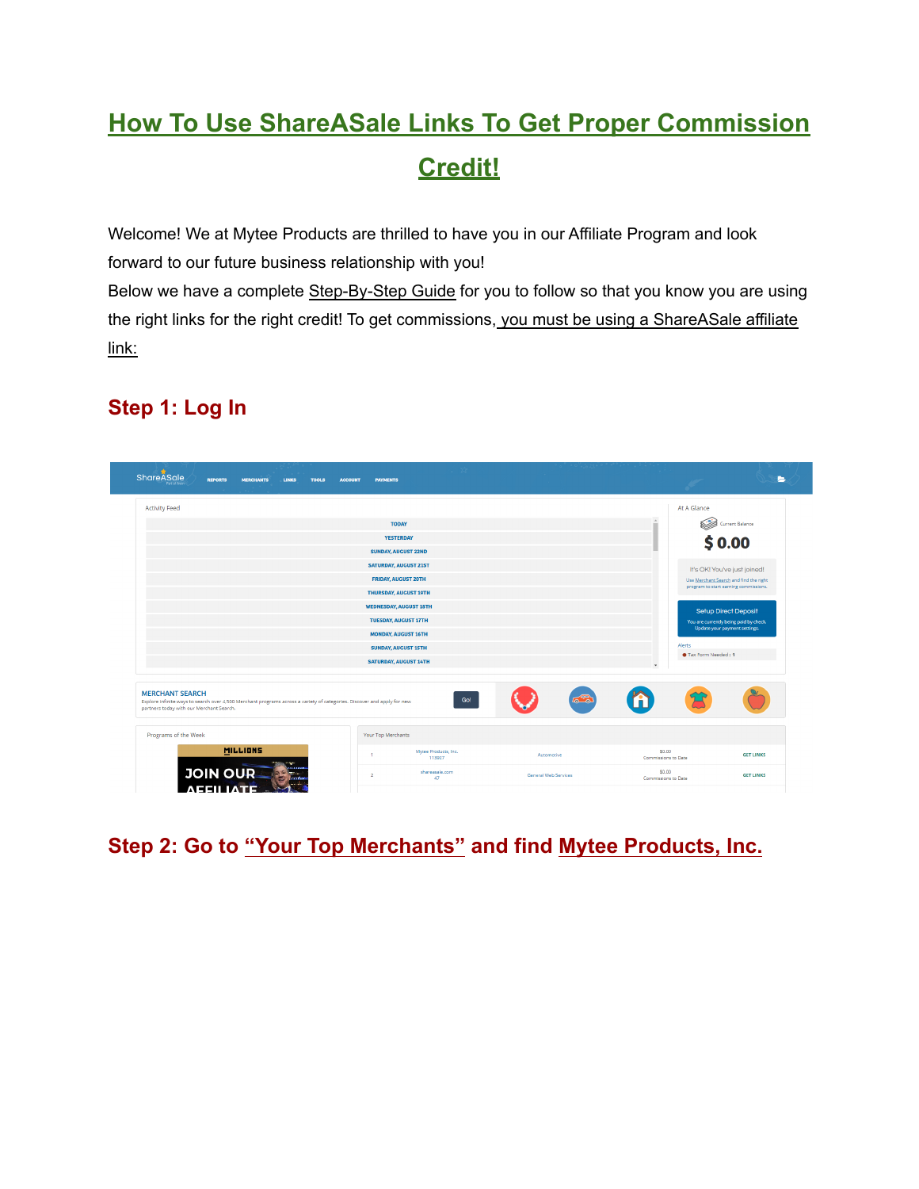# How To Use ShareASale Links To Get Proper Commission Credit!

Welcome! We at Mytee Products are thrilled to have you in our Affiliate Program and look forward to our future business relationship with you!

Below we have a complete Step-By-Step Guide for you to follow so that you know you are using the right links for the right credit! To get commissions, you must be using a ShareASale affiliate link:

## Step 1: Log In

## Step 2: Go to "Your Top Merchants" and find Mytee Products, Inc.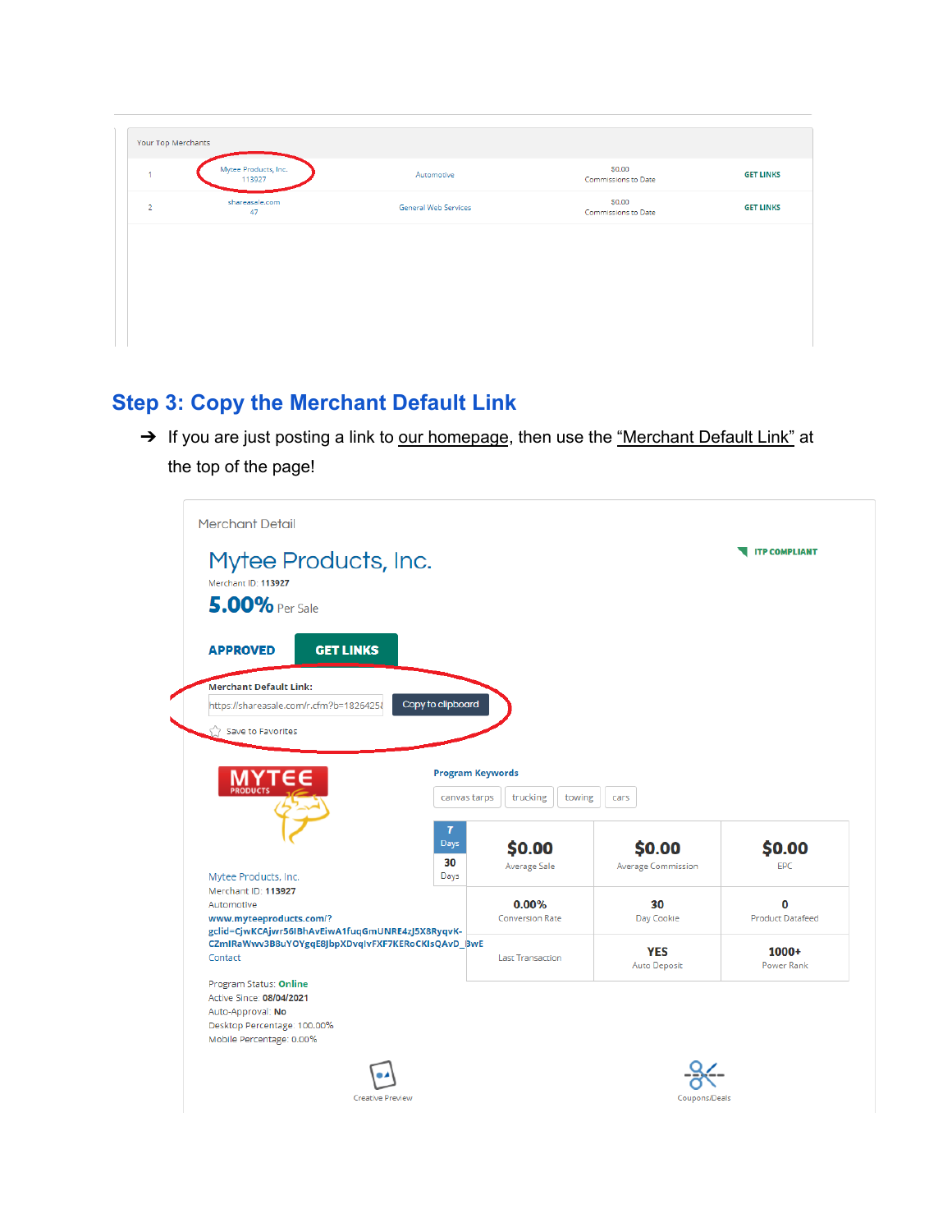| | Your Top Merchants | | | |
|---|---|---|---|---|
| 1 | Mytee Products, Inc. 113927 | Automotive | $0.00 Commissions to Date | GET LINKS |
| 2 | shareasale.com 47 | General Web Services | $0.00 Commissions to Date | GET LINKS |

## Step 3: Copy the Merchant Default Link

➔ If you are just posting a link to our homepage, then use the "Merchant Default Link" at the top of the page!

Merchant Detail

Mytee Products, Inc.

Merchant ID: 113927

5.00% Per Sale

APPROVED GET LINKS

Merchant Default Link:

https://shareasale.com/r.cfm?b=1826425 Copy to clipboard

Save to Favorites

ITP COMPLIANT

Program Keywords

canvas tarps | trucking | towing | cars

| 7 Days / 30 Days | $0.00 Average Sale | $0.00 Average Commission | $0.00 EPC |
|---|---|---|---|
| | 0.00% Conversion Rate | 30 Day Cookie | 0 Product Datafeed |
| | Last Transaction | YES Auto Deposit | 1000+ Power Rank |

Mytee Products, Inc.
Merchant ID: 113927
Automotive
www.myteeproducts.com/?gclid=CjwKCAjwr56IBhAvEiwA1fuqGmUNRE4zJ5X8RyqvK-CZmIRaWwv3B8uYOYgqE8JbpXDvqIvFXF7KERoCKIsQAvD_BwE
Contact

Program Status: Online
Active Since: 08/04/2021
Auto-Approval: No
Desktop Percentage: 100.00%
Mobile Percentage: 0.00%

Creative Preview

Coupons/Deals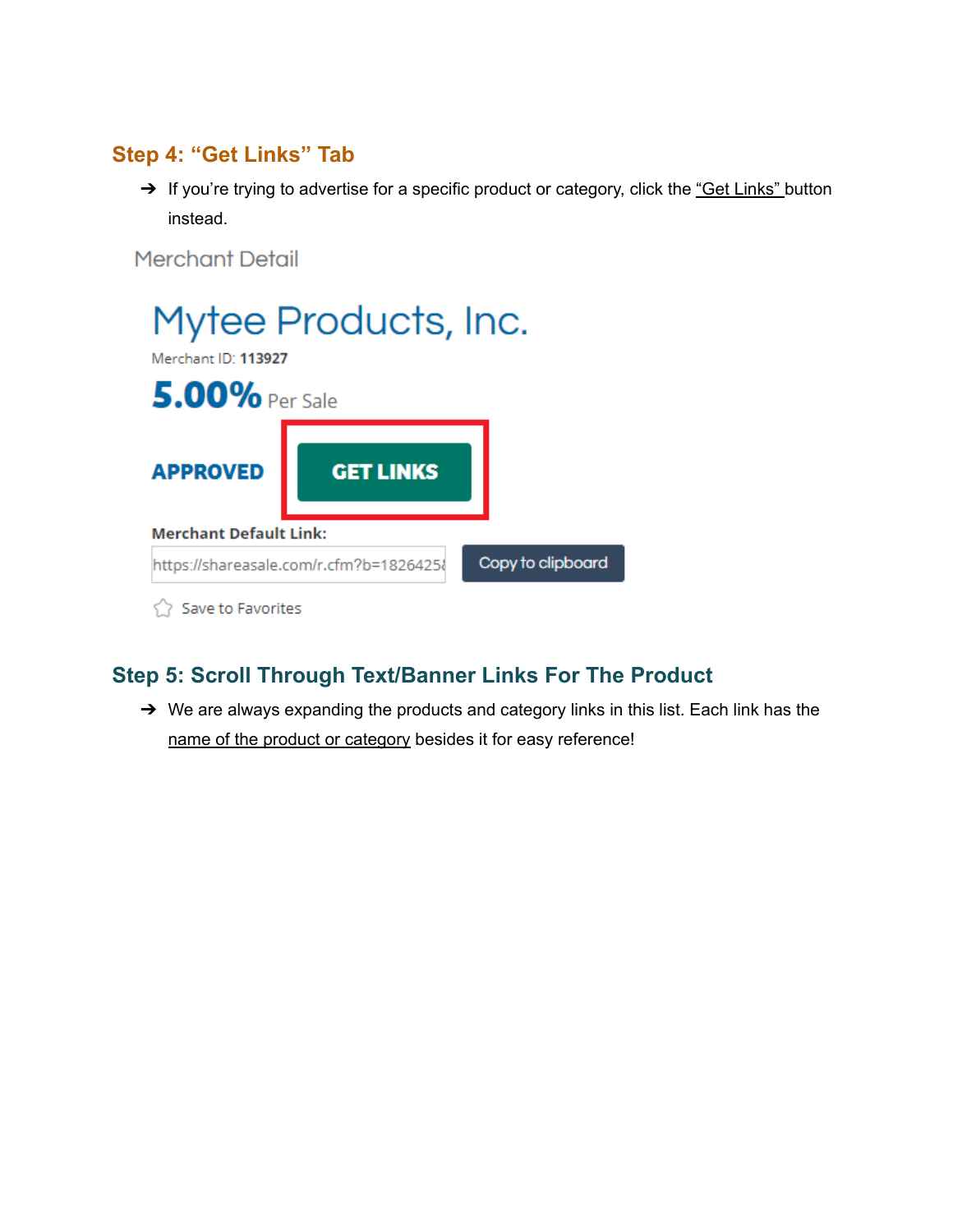## Step 4: "Get Links" Tab

→ If you're trying to advertise for a specific product or category, click the "Get Links" button instead.

Merchant Detail

Mytee Products, Inc.

Merchant ID: **113927**

**5.00%** Per Sale

**APPROVED** **GET LINKS**

**Merchant Default Link:**

https://shareasale.com/r.cfm?b=1826425

Copy to clipboard

Save to Favorites

## Step 5: Scroll Through Text/Banner Links For The Product

→ We are always expanding the products and category links in this list. Each link has the name of the product or category besides it for easy reference!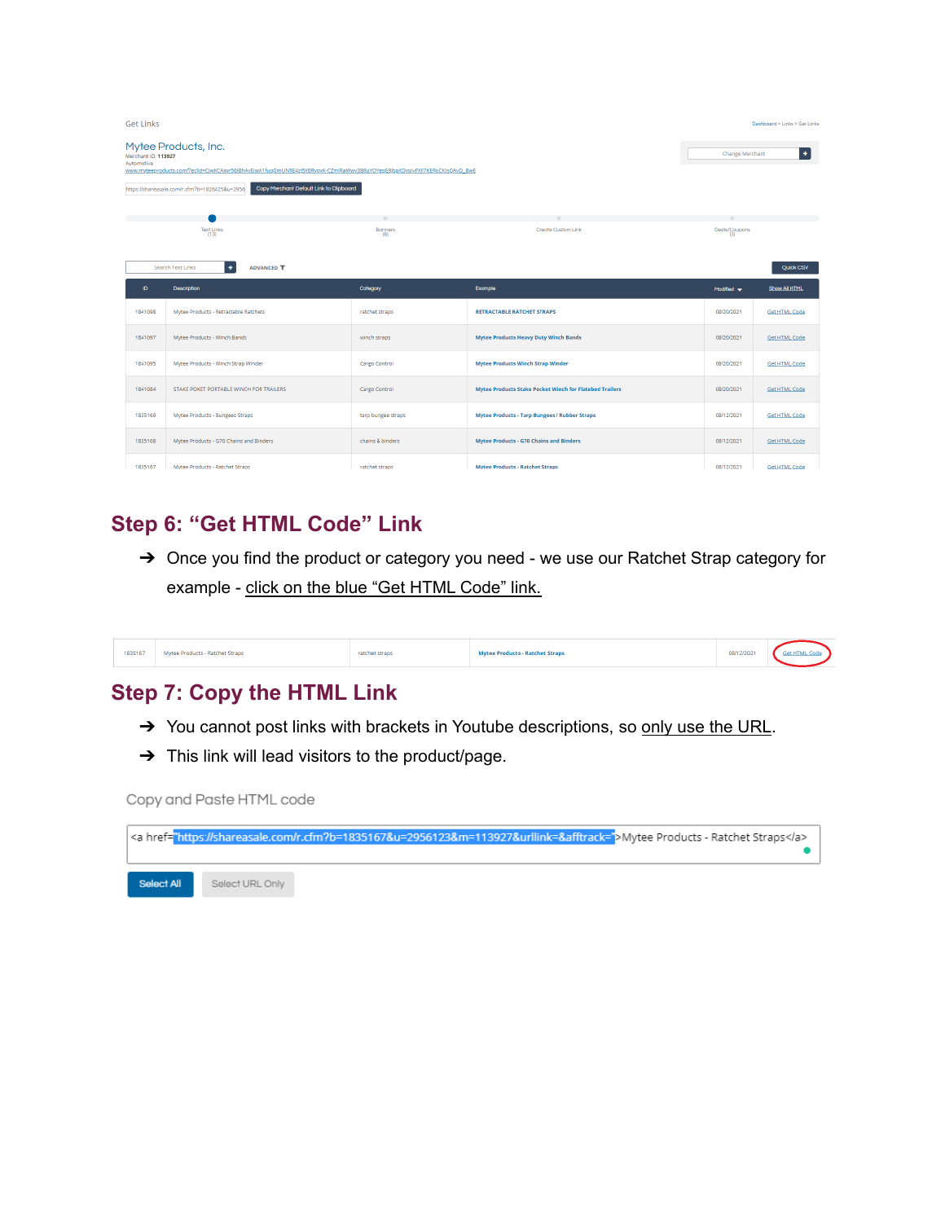Get Links

Dashboard > Links > Get Links

Mytee Products, Inc.

Merchant ID: 113927

Automotive

www.myteeproducts.com?gclid=CjwKCAiwr56IBhAvEiwA1fuqGmUNRE4zf5X8RvgvK-CZmRaWwv3B8uYOYegE8IbgXDvqIvFXF7KERoCKIsQAvD_BwE

https://shareasale.com/r.cfm?b=1826425&u=2956 | Copy Merchant Default Link to Clipboard

Change Merchant

Text Links (13) | Banners (6) | Create Custom Link | Deals/Coupons (3)

Search Text Links | ADVANCED | Quick CSV

| ID | Description | Category | Example | Modified | Show All HTML |
|---|---|---|---|---|---|
| 1841098 | Mytee Products - Retractable Ratchets | ratchet straps | RETRACTABLE RATCHET STRAPS | 08/20/2021 | Get HTML Code |
| 1841097 | Mytee Products - Winch Bands | winch straps | Mytee Products Heavy Duty Winch Bands | 08/20/2021 | Get HTML Code |
| 1841095 | Mytee Products - Winch Strap Winder | Cargo Control | Mytee Products Winch Strap Winder | 08/20/2021 | Get HTML Code |
| 1841084 | STAKE POKET PORTABLE WINCH FOR TRAILERS | Cargo Control | Mytee Products Stake Pocket Winch for Flatebed Trailers | 08/20/2021 | Get HTML Code |
| 1835169 | Mytee Products - Bungees Straps | tarp bungee straps | Mytee Products - Tarp Bungees / Rubber Straps | 08/12/2021 | Get HTML Code |
| 1835168 | Mytee Products - G70 Chains and Binders | chains & binders | Mytee Products - G70 Chains and Binders | 08/12/2021 | Get HTML Code |
| 1835167 | Mytee Products - Ratchet Straps | ratchet straps | Mytee Products - Ratchet Straps | 08/12/2021 | Get HTML Code |

## Step 6: "Get HTML Code" Link

➔ Once you find the product or category you need - we use our Ratchet Strap category for example - click on the blue "Get HTML Code" link.

| 1835167 | Mytee Products - Ratchet Straps | ratchet straps | Mytee Products - Ratchet Straps | 08/12/2021 | Get HTML Code |
|---|---|---|---|---|---|

## Step 7: Copy the HTML Link

➔ You cannot post links with brackets in Youtube descriptions, so only use the URL.

➔ This link will lead visitors to the product/page.

Copy and Paste HTML code

```
<a href="https://shareasale.com/r.cfm?b=1835167&u=2956123&m=113927&urllink=&afftrack=">Mytee Products - Ratchet Straps</a>
```

Select All | Select URL Only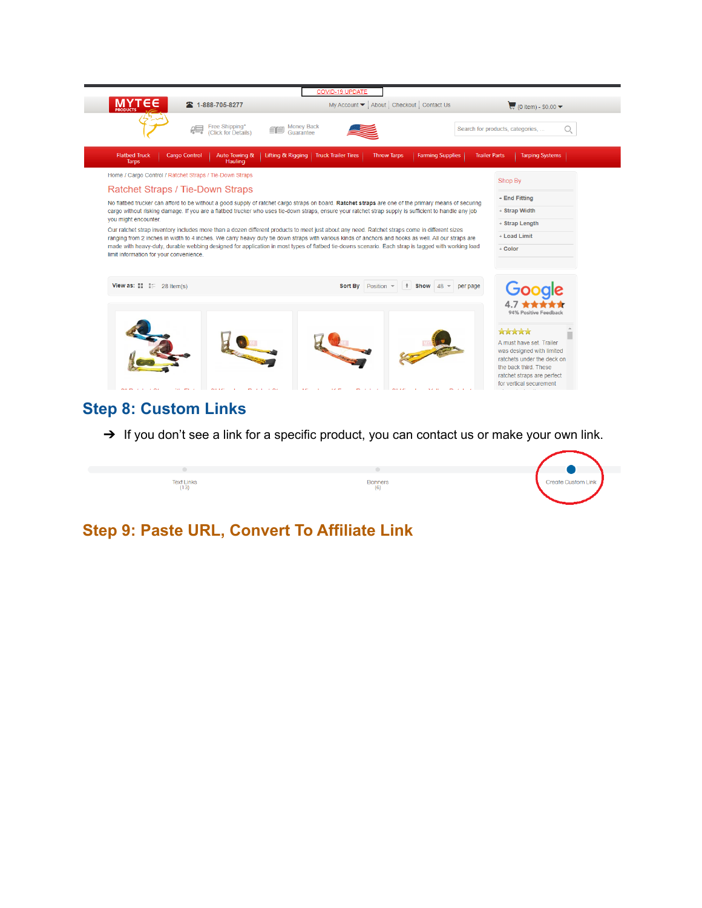## Step 8: Custom Links

➔ If you don't see a link for a specific product, you can contact us or make your own link.

## Step 9: Paste URL, Convert To Affiliate Link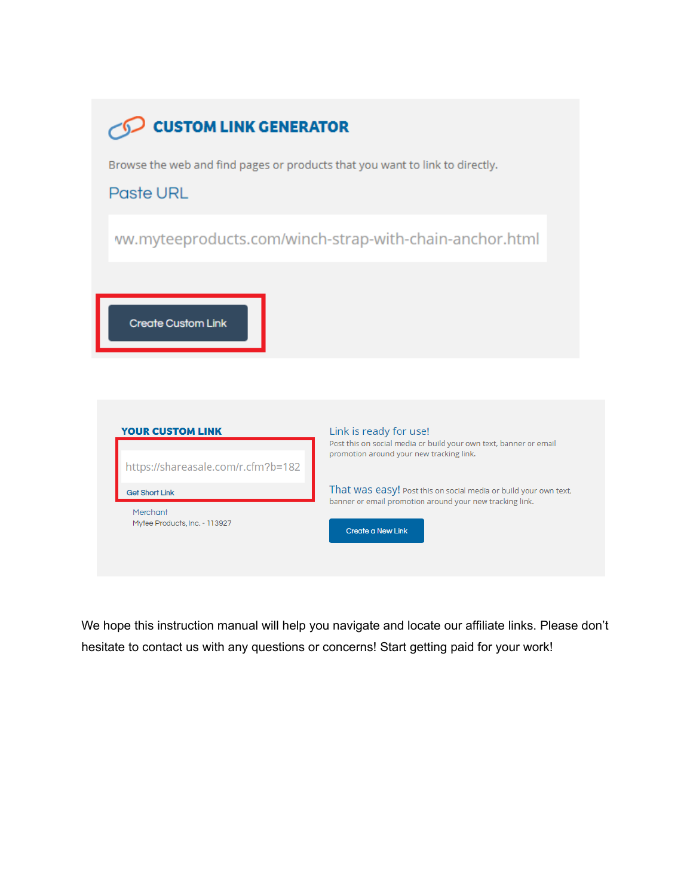## CUSTOM LINK GENERATOR

Browse the web and find pages or products that you want to link to directly.

Paste URL

ww.myteeproducts.com/winch-strap-with-chain-anchor.html

Create Custom Link

**YOUR CUSTOM LINK**

https://shareasale.com/r.cfm?b=182

Get Short Link

Merchant
Mytee Products, Inc. - 113927

Link is ready for use!
Post this on social media or build your own text, banner or email promotion around your new tracking link.

That was easy! Post this on social media or build your own text, banner or email promotion around your new tracking link.

Create a New Link

We hope this instruction manual will help you navigate and locate our affiliate links. Please don't hesitate to contact us with any questions or concerns! Start getting paid for your work!